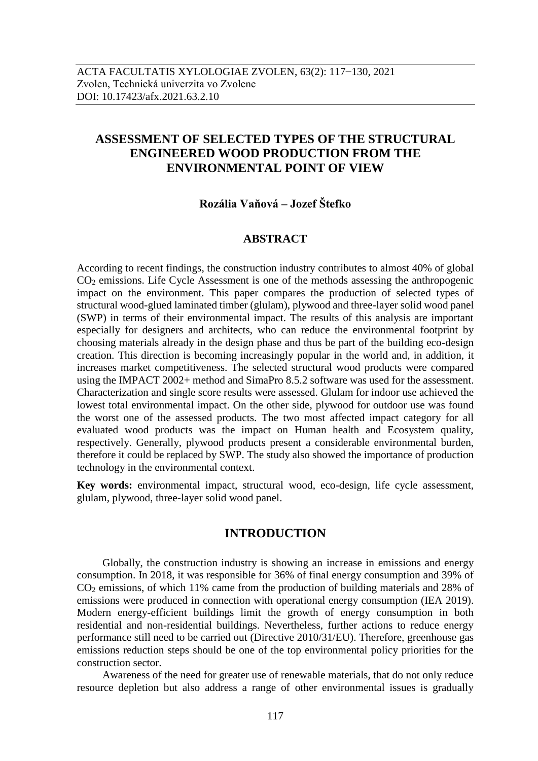# ASSESSMENT OF SELECTED TYPES OF THE STRUCTURAL ENGINEERED WOOD PRODUCTION FROM THE ENVIRONMENTAL POINT OF VIEW

**Rozália Vaňová – Jozef Štefko**

## ABSTRACT

According to recent findings, the construction industry contributes to almost 40% of global $CO_2$ emissions. Life Cycle Assessment is one of the methods assessing the anthropogenic impact on the environment. This paper compares the production of selected types of structural wood-glued laminated timber (glulam), plywood and three-layer solid wood panel (SWP) in terms of their environmental impact. The results of this analysis are important especially for designers and architects, who can reduce the environmental footprint by choosing materials already in the design phase and thus be part of the building eco-design creation. This direction is becoming increasingly popular in the world and, in addition, it increases market competitiveness. The selected structural wood products were compared using the IMPACT 2002+ method and SimaPro 8.5.2 software was used for the assessment. Characterization and single score results were assessed. Glulam for indoor use achieved the lowest total environmental impact. On the other side, plywood for outdoor use was found the worst one of the assessed products. The two most affected impact category for all evaluated wood products was the impact on Human health and Ecosystem quality, respectively. Generally, plywood products present a considerable environmental burden, therefore it could be replaced by SWP. The study also showed the importance of production technology in the environmental context.

**Key words:** environmental impact, structural wood, eco-design, life cycle assessment, glulam, plywood, three-layer solid wood panel.

## INTRODUCTION

Globally, the construction industry is showing an increase in emissions and energy consumption. In 2018, it was responsible for 36% of final energy consumption and 39% of $CO_2$ emissions, of which 11% came from the production of building materials and 28% of emissions were produced in connection with operational energy consumption (IEA 2019). Modern energy-efficient buildings limit the growth of energy consumption in both residential and non-residential buildings. Nevertheless, further actions to reduce energy performance still need to be carried out (Directive 2010/31/EU). Therefore, greenhouse gas emissions reduction steps should be one of the top environmental policy priorities for the construction sector.

Awareness of the need for greater use of renewable materials, that do not only reduce resource depletion but also address a range of other environmental issues is gradually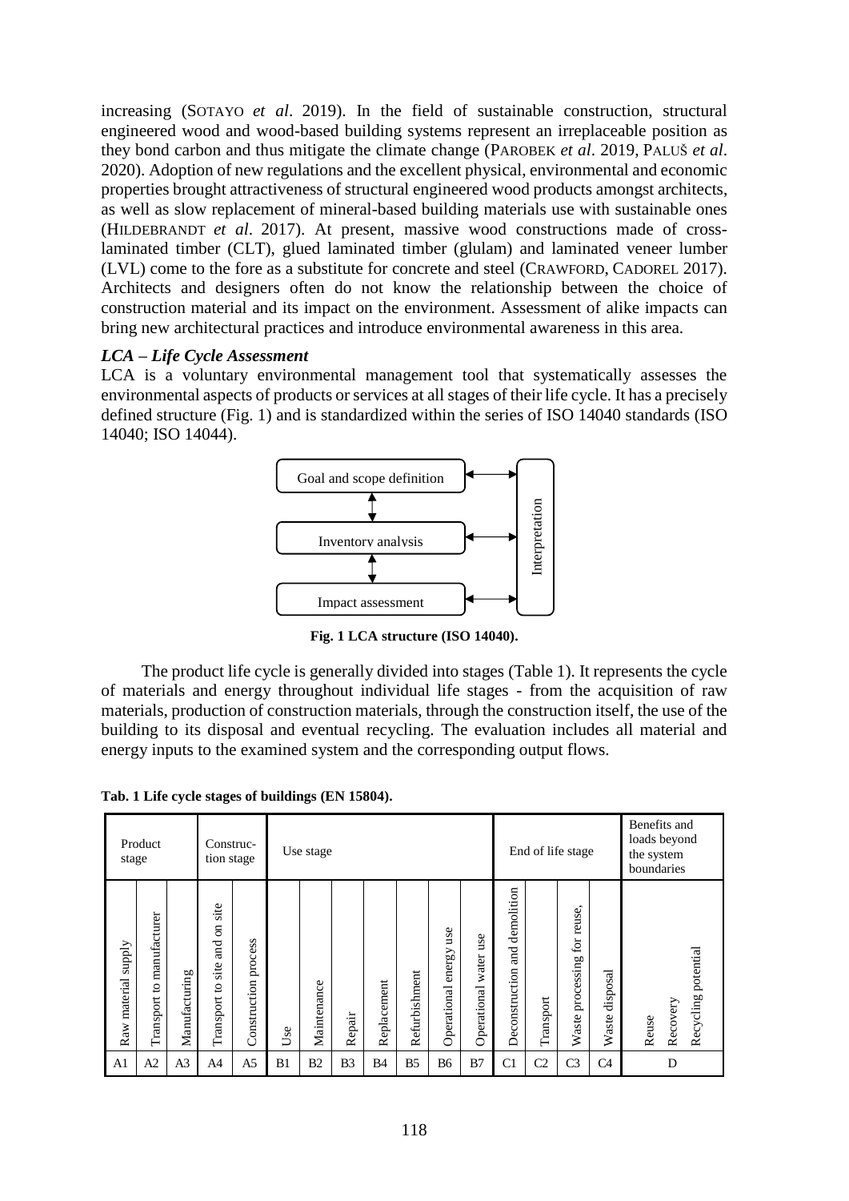increasing (SOTAYO *et al*. 2019). In the field of sustainable construction, structural engineered wood and wood-based building systems represent an irreplaceable position as they bond carbon and thus mitigate the climate change (PAROBEK *et al*. 2019, PALUŠ *et al*. 2020). Adoption of new regulations and the excellent physical, environmental and economic properties brought attractiveness of structural engineered wood products amongst architects, as well as slow replacement of mineral-based building materials use with sustainable ones (HILDEBRANDT *et al*. 2017). At present, massive wood constructions made of cross-laminated timber (CLT), glued laminated timber (glulam) and laminated veneer lumber (LVL) come to the fore as a substitute for concrete and steel (CRAWFORD, CADOREL 2017). Architects and designers often do not know the relationship between the choice of construction material and its impact on the environment. Assessment of alike impacts can bring new architectural practices and introduce environmental awareness in this area.

### *LCA – Life Cycle Assessment*

LCA is a voluntary environmental management tool that systematically assesses the environmental aspects of products or services at all stages of their life cycle. It has a precisely defined structure (Fig. 1) and is standardized within the series of ISO 14040 standards (ISO 14040; ISO 14044).

Goal and scope definition

Inventory analysis

Impact assessment

Interpretation

**Fig. 1 LCA structure (ISO 14040).**

The product life cycle is generally divided into stages (Table 1). It represents the cycle of materials and energy throughout individual life stages - from the acquisition of raw materials, production of construction materials, through the construction itself, the use of the building to its disposal and eventual recycling. The evaluation includes all material and energy inputs to the examined system and the corresponding output flows.

**Tab. 1 Life cycle stages of buildings (EN 15804).**

| Product stage | | | Construction stage | | Use stage | | | | | | | End of life stage | | | | Benefits and loads beyond the system boundaries |
|---|---|---|---|---|---|---|---|---|---|---|---|---|---|---|---|---|
| Raw material supply | Transport to manufacturer | Manufacturing | Transport to site and on site | Construction process | Use | Maintenance | Repair | Replacement | Refurbishment | Operational energy use | Operational water use | Deconstruction and demolition | Transport | Waste processing for reuse, | Waste disposal | Reuse Recovery Recycling potential |
| A1 | A2 | A3 | A4 | A5 | B1 | B2 | B3 | B4 | B5 | B6 | B7 | C1 | C2 | C3 | C4 | D |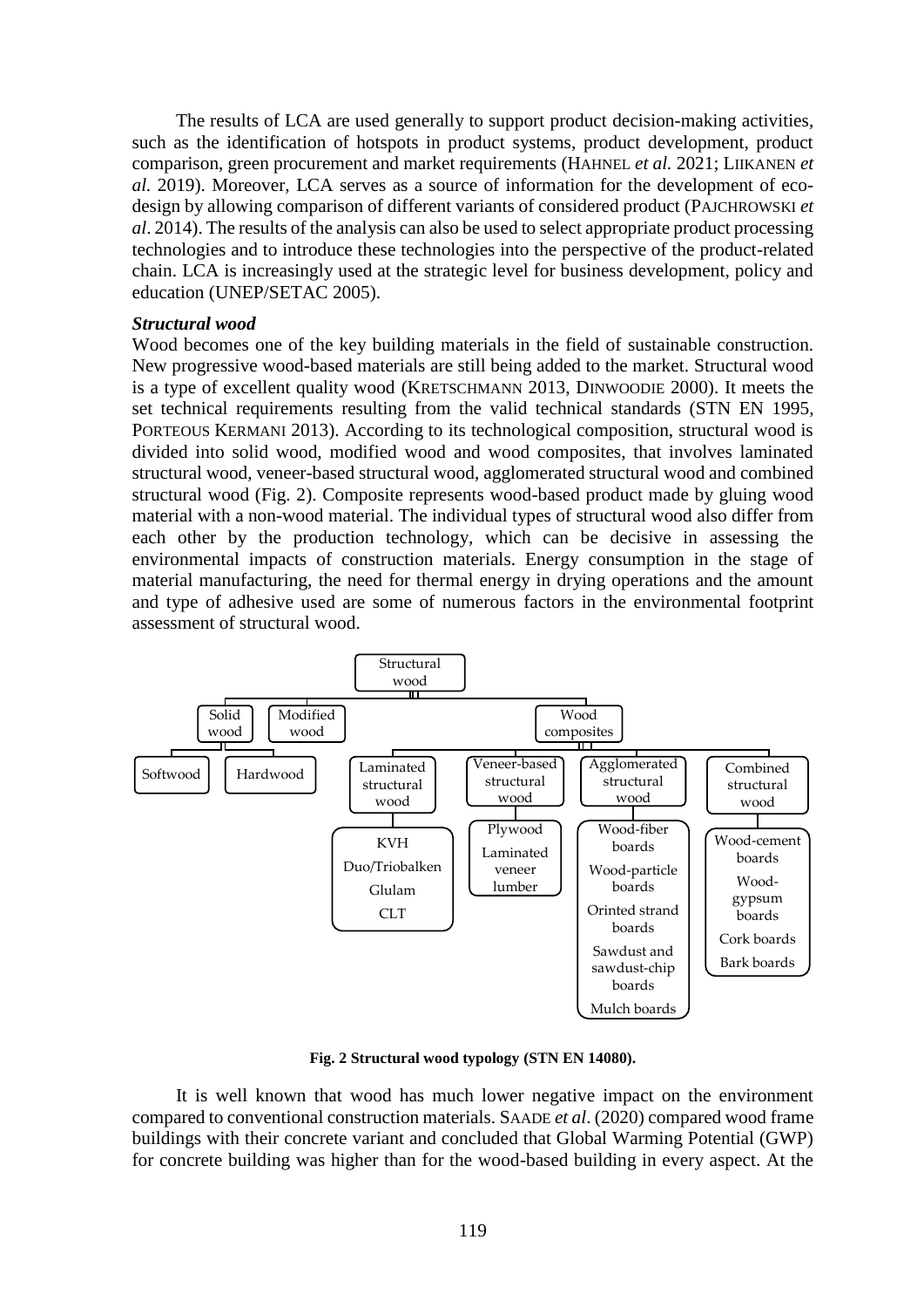The results of LCA are used generally to support product decision-making activities, such as the identification of hotspots in product systems, product development, product comparison, green procurement and market requirements (Hahnel *et al.* 2021; Liikanen *et al.* 2019). Moreover, LCA serves as a source of information for the development of eco-design by allowing comparison of different variants of considered product (Pajchrowski *et al*. 2014). The results of the analysis can also be used to select appropriate product processing technologies and to introduce these technologies into the perspective of the product-related chain. LCA is increasingly used at the strategic level for business development, policy and education (UNEP/SETAC 2005).

***Structural wood***

Wood becomes one of the key building materials in the field of sustainable construction. New progressive wood-based materials are still being added to the market. Structural wood is a type of excellent quality wood (Kretschmann 2013, Dinwoodie 2000). It meets the set technical requirements resulting from the valid technical standards (STN EN 1995, Porteous Kermani 2013). According to its technological composition, structural wood is divided into solid wood, modified wood and wood composites, that involves laminated structural wood, veneer-based structural wood, agglomerated structural wood and combined structural wood (Fig. 2). Composite represents wood-based product made by gluing wood material with a non-wood material. The individual types of structural wood also differ from each other by the production technology, which can be decisive in assessing the environmental impacts of construction materials. Energy consumption in the stage of material manufacturing, the need for thermal energy in drying operations and the amount and type of adhesive used are some of numerous factors in the environmental footprint assessment of structural wood.

- Structural wood
  - Solid wood
    - Softwood
    - Hardwood
  - Modified wood
  - Wood composites
    - Laminated structural wood
      - KVH
      - Duo/Triobalken
      - Glulam
      - CLT
    - Veneer-based structural wood
      - Plywood
      - Laminated veneer lumber
    - Agglomerated structural wood
      - Wood-fiber boards
      - Wood-particle boards
      - Orinted strand boards
      - Sawdust and sawdust-chip boards
      - Mulch boards
    - Combined structural wood
      - Wood-cement boards
      - Wood-gypsum boards
      - Cork boards
      - Bark boards

**Fig. 2 Structural wood typology (STN EN 14080).**

It is well known that wood has much lower negative impact on the environment compared to conventional construction materials. Saade *et al*. (2020) compared wood frame buildings with their concrete variant and concluded that Global Warming Potential (GWP) for concrete building was higher than for the wood-based building in every aspect. At the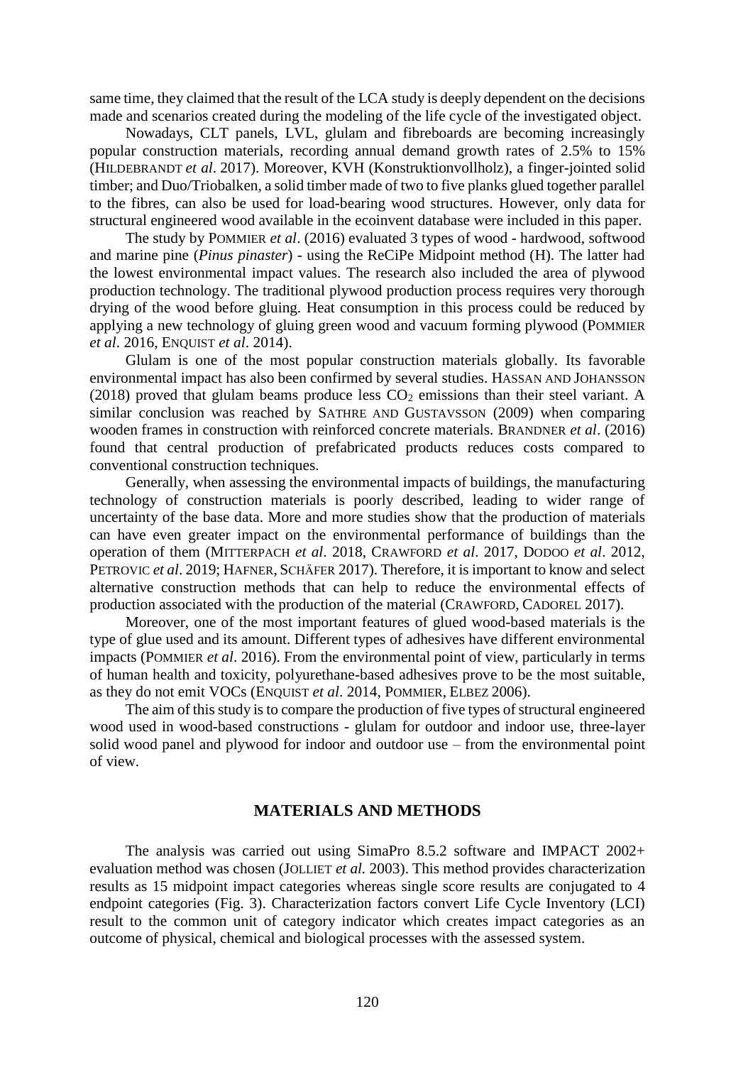same time, they claimed that the result of the LCA study is deeply dependent on the decisions made and scenarios created during the modeling of the life cycle of the investigated object.

Nowadays, CLT panels, LVL, glulam and fibreboards are becoming increasingly popular construction materials, recording annual demand growth rates of 2.5% to 15% (HILDEBRANDT *et al*. 2017). Moreover, KVH (Konstruktionvollholz), a finger-jointed solid timber; and Duo/Triobalken, a solid timber made of two to five planks glued together parallel to the fibres, can also be used for load-bearing wood structures. However, only data for structural engineered wood available in the ecoinvent database were included in this paper.

The study by POMMIER *et al*. (2016) evaluated 3 types of wood - hardwood, softwood and marine pine (*Pinus pinaster*) - using the ReCiPe Midpoint method (H). The latter had the lowest environmental impact values. The research also included the area of plywood production technology. The traditional plywood production process requires very thorough drying of the wood before gluing. Heat consumption in this process could be reduced by applying a new technology of gluing green wood and vacuum forming plywood (POMMIER *et al*. 2016, ENQUIST *et al*. 2014).

Glulam is one of the most popular construction materials globally. Its favorable environmental impact has also been confirmed by several studies. HASSAN AND JOHANSSON (2018) proved that glulam beams produce less $CO_2$ emissions than their steel variant. A similar conclusion was reached by SATHRE AND GUSTAVSSON (2009) when comparing wooden frames in construction with reinforced concrete materials. BRANDNER *et al*. (2016) found that central production of prefabricated products reduces costs compared to conventional construction techniques.

Generally, when assessing the environmental impacts of buildings, the manufacturing technology of construction materials is poorly described, leading to wider range of uncertainty of the base data. More and more studies show that the production of materials can have even greater impact on the environmental performance of buildings than the operation of them (MITTERPACH *et al*. 2018, CRAWFORD *et al*. 2017, DODOO *et al*. 2012, PETROVIC *et al*. 2019; HAFNER, SCHÄFER 2017). Therefore, it is important to know and select alternative construction methods that can help to reduce the environmental effects of production associated with the production of the material (CRAWFORD, CADOREL 2017).

Moreover, one of the most important features of glued wood-based materials is the type of glue used and its amount. Different types of adhesives have different environmental impacts (POMMIER *et al*. 2016). From the environmental point of view, particularly in terms of human health and toxicity, polyurethane-based adhesives prove to be the most suitable, as they do not emit VOCs (ENQUIST *et al*. 2014, POMMIER, ELBEZ 2006).

The aim of this study is to compare the production of five types of structural engineered wood used in wood-based constructions - glulam for outdoor and indoor use, three-layer solid wood panel and plywood for indoor and outdoor use – from the environmental point of view.

## MATERIALS AND METHODS

The analysis was carried out using SimaPro 8.5.2 software and IMPACT 2002+ evaluation method was chosen (JOLLIET *et al.* 2003). This method provides characterization results as 15 midpoint impact categories whereas single score results are conjugated to 4 endpoint categories (Fig. 3). Characterization factors convert Life Cycle Inventory (LCI) result to the common unit of category indicator which creates impact categories as an outcome of physical, chemical and biological processes with the assessed system.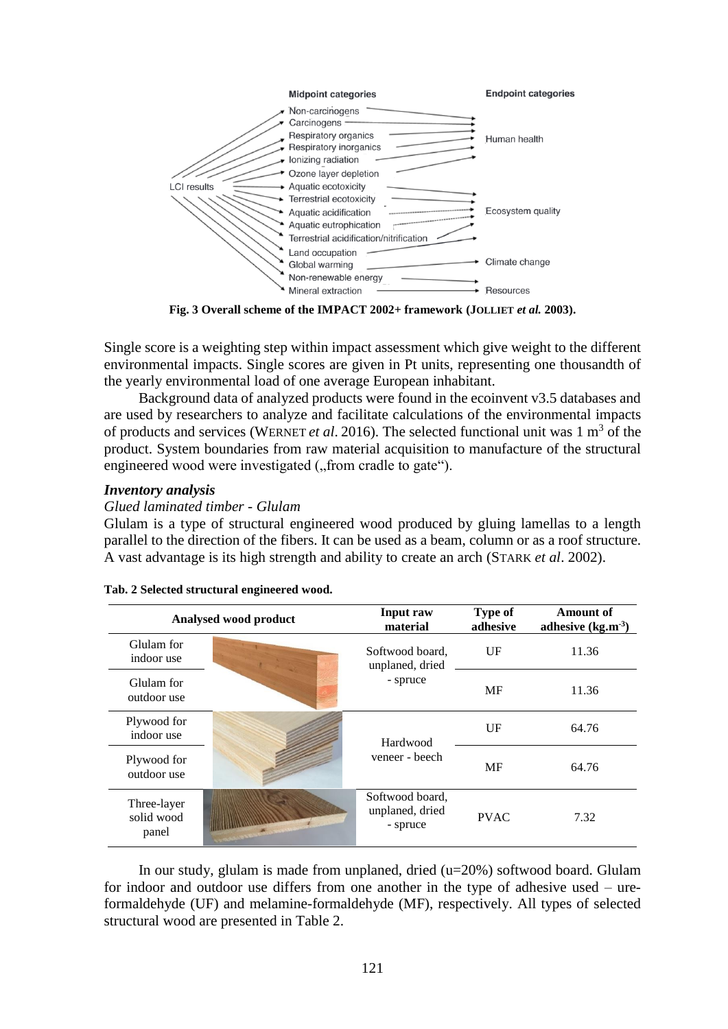Fig. 3 Overall scheme of the IMPACT 2002+ framework (JOLLIET *et al.* 2003).

Single score is a weighting step within impact assessment which give weight to the different environmental impacts. Single scores are given in Pt units, representing one thousandth of the yearly environmental load of one average European inhabitant.

Background data of analyzed products were found in the ecoinvent v3.5 databases and are used by researchers to analyze and facilitate calculations of the environmental impacts of products and services (WERNET *et al*. 2016). The selected functional unit was 1 $m^3$ of the product. System boundaries from raw material acquisition to manufacture of the structural engineered wood were investigated („from cradle to gate").

### *Inventory analysis*

*Glued laminated timber - Glulam*

Glulam is a type of structural engineered wood produced by gluing lamellas to a length parallel to the direction of the fibers. It can be used as a beam, column or as a roof structure. A vast advantage is its high strength and ability to create an arch (STARK *et al*. 2002).

**Tab. 2 Selected structural engineered wood.**

| Analysed wood product | Input raw material | Type of adhesive | Amount of adhesive ($kg.m^{-3}$) |
|---|---|---|---|
| Glulam for indoor use | Softwood board, unplaned, dried - spruce | UF | 11.36 |
| Glulam for outdoor use | | MF | 11.36 |
| Plywood for indoor use | Hardwood veneer - beech | UF | 64.76 |
| Plywood for outdoor use | | MF | 64.76 |
| Three-layer solid wood panel | Softwood board, unplaned, dried - spruce | PVAC | 7.32 |

In our study, glulam is made from unplaned, dried (u=20%) softwood board. Glulam for indoor and outdoor use differs from one another in the type of adhesive used – ure-formaldehyde (UF) and melamine-formaldehyde (MF), respectively. All types of selected structural wood are presented in Table 2.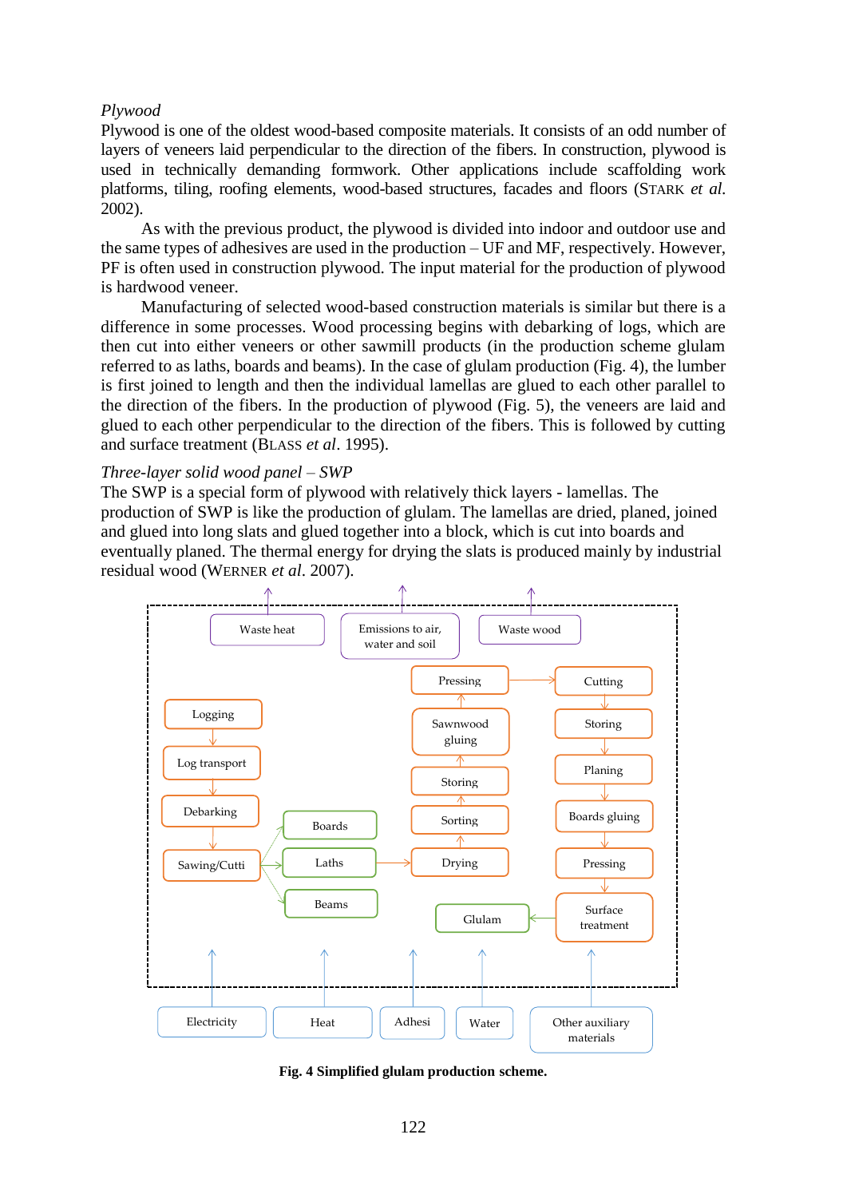*Plywood*

Plywood is one of the oldest wood-based composite materials. It consists of an odd number of layers of veneers laid perpendicular to the direction of the fibers. In construction, plywood is used in technically demanding formwork. Other applications include scaffolding work platforms, tiling, roofing elements, wood-based structures, facades and floors (STARK *et al.* 2002).

As with the previous product, the plywood is divided into indoor and outdoor use and the same types of adhesives are used in the production – UF and MF, respectively. However, PF is often used in construction plywood. The input material for the production of plywood is hardwood veneer.

Manufacturing of selected wood-based construction materials is similar but there is a difference in some processes. Wood processing begins with debarking of logs, which are then cut into either veneers or other sawmill products (in the production scheme glulam referred to as laths, boards and beams). In the case of glulam production (Fig. 4), the lumber is first joined to length and then the individual lamellas are glued to each other parallel to the direction of the fibers. In the production of plywood (Fig. 5), the veneers are laid and glued to each other perpendicular to the direction of the fibers. This is followed by cutting and surface treatment (BLASS *et al*. 1995).

*Three-layer solid wood panel – SWP*

The SWP is a special form of plywood with relatively thick layers - lamellas. The production of SWP is like the production of glulam. The lamellas are dried, planed, joined and glued into long slats and glued together into a block, which is cut into boards and eventually planed. The thermal energy for drying the slats is produced mainly by industrial residual wood (WERNER *et al*. 2007).

Waste heat | Emissions to air, water and soil | Waste wood

Logging → Log transport → Debarking → Sawing/Cutti → Boards / Laths / Beams; Laths → Drying → Sorting → Storing → Sawnwood gluing → Pressing → Cutting → Storing → Planing → Boards gluing → Pressing → Surface treatment → Glulam

Electricity | Heat | Adhesi | Water | Other auxiliary materials

**Fig. 4 Simplified glulam production scheme.**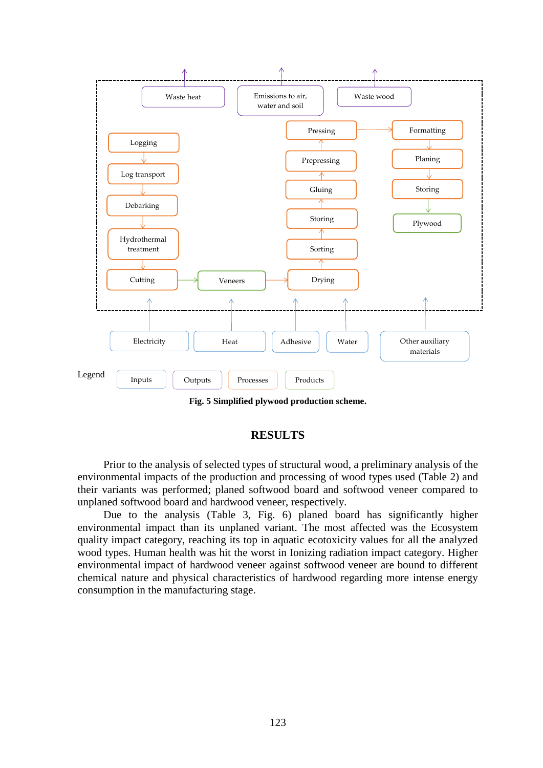**Fig. 5 Simplified plywood production scheme.**

## RESULTS

Prior to the analysis of selected types of structural wood, a preliminary analysis of the environmental impacts of the production and processing of wood types used (Table 2) and their variants was performed; planed softwood board and softwood veneer compared to unplaned softwood board and hardwood veneer, respectively.

Due to the analysis (Table 3, Fig. 6) planed board has significantly higher environmental impact than its unplaned variant. The most affected was the Ecosystem quality impact category, reaching its top in aquatic ecotoxicity values for all the analyzed wood types. Human health was hit the worst in Ionizing radiation impact category. Higher environmental impact of hardwood veneer against softwood veneer are bound to different chemical nature and physical characteristics of hardwood regarding more intense energy consumption in the manufacturing stage.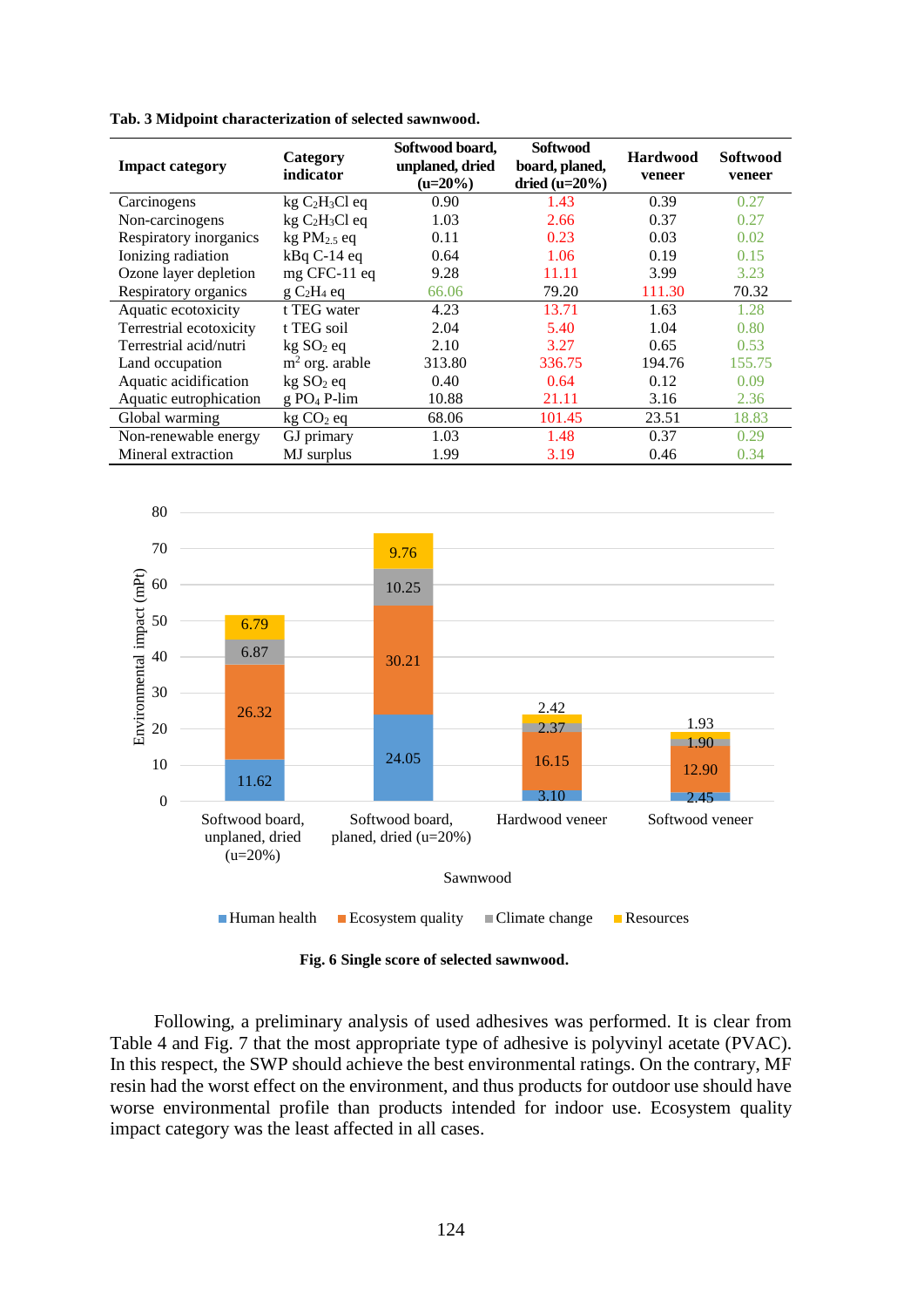**Tab. 3 Midpoint characterization of selected sawnwood.**

| Impact category | Category indicator | Softwood board, unplaned, dried (u=20%) | Softwood board, planed, dried (u=20%) | Hardwood veneer | Softwood veneer |
|---|---|---|---|---|---|
| Carcinogens | kg $C_2H_3Cl$ eq | 0.90 | 1.43 | 0.39 | 0.27 |
| Non-carcinogens | kg $C_2H_3Cl$ eq | 1.03 | 2.66 | 0.37 | 0.27 |
| Respiratory inorganics | kg $PM_{2.5}$ eq | 0.11 | 0.23 | 0.03 | 0.02 |
| Ionizing radiation | kBq C-14 eq | 0.64 | 1.06 | 0.19 | 0.15 |
| Ozone layer depletion | mg CFC-11 eq | 9.28 | 11.11 | 3.99 | 3.23 |
| Respiratory organics | g $C_2H_4$ eq | 66.06 | 79.20 | 111.30 | 70.32 |
| Aquatic ecotoxicity | t TEG water | 4.23 | 13.71 | 1.63 | 1.28 |
| Terrestrial ecotoxicity | t TEG soil | 2.04 | 5.40 | 1.04 | 0.80 |
| Terrestrial acid/nutri | kg $SO_2$ eq | 2.10 | 3.27 | 0.65 | 0.53 |
| Land occupation | $m^2$ org. arable | 313.80 | 336.75 | 194.76 | 155.75 |
| Aquatic acidification | kg $SO_2$ eq | 0.40 | 0.64 | 0.12 | 0.09 |
| Aquatic eutrophication | g $PO_4$ P-lim | 10.88 | 21.11 | 3.16 | 2.36 |
| Global warming | kg $CO_2$ eq | 68.06 | 101.45 | 23.51 | 18.83 |
| Non-renewable energy | GJ primary | 1.03 | 1.48 | 0.37 | 0.29 |
| Mineral extraction | MJ surplus | 1.99 | 3.19 | 0.46 | 0.34 |

| Sawnwood | Human health | Ecosystem quality | Climate change | Resources |
|---|---|---|---|---|
| Softwood board, unplaned, dried (u=20%) | 11.62 | 26.32 | 6.87 | 6.79 |
| Softwood board, planed, dried (u=20%) | 24.05 | 30.21 | 10.25 | 9.76 |
| Hardwood veneer | 3.10 | 16.15 | 2.37 | 2.42 |
| Softwood veneer | 2.45 | 12.90 | 1.90 | 1.93 |

**Fig. 6 Single score of selected sawnwood.**

Following, a preliminary analysis of used adhesives was performed. It is clear from Table 4 and Fig. 7 that the most appropriate type of adhesive is polyvinyl acetate (PVAC). In this respect, the SWP should achieve the best environmental ratings. On the contrary, MF resin had the worst effect on the environment, and thus products for outdoor use should have worse environmental profile than products intended for indoor use. Ecosystem quality impact category was the least affected in all cases.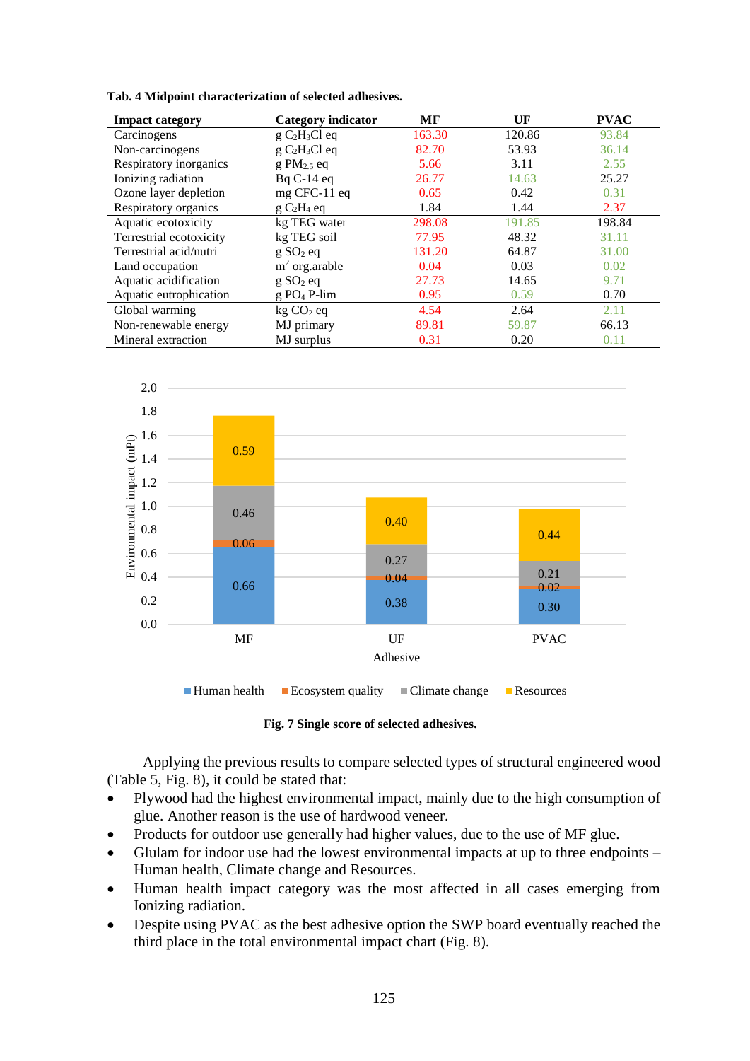**Tab. 4 Midpoint characterization of selected adhesives.**

| Impact category | Category indicator | MF | UF | PVAC |
|---|---|---|---|---|
| Carcinogens | g $C_2H_3Cl$ eq | 163.30 | 120.86 | 93.84 |
| Non-carcinogens | g $C_2H_3Cl$ eq | 82.70 | 53.93 | 36.14 |
| Respiratory inorganics | g $PM_{2.5}$ eq | 5.66 | 3.11 | 2.55 |
| Ionizing radiation | Bq C-14 eq | 26.77 | 14.63 | 25.27 |
| Ozone layer depletion | mg CFC-11 eq | 0.65 | 0.42 | 0.31 |
| Respiratory organics | g $C_2H_4$ eq | 1.84 | 1.44 | 2.37 |
| Aquatic ecotoxicity | kg TEG water | 298.08 | 191.85 | 198.84 |
| Terrestrial ecotoxicity | kg TEG soil | 77.95 | 48.32 | 31.11 |
| Terrestrial acid/nutri | g $SO_2$ eq | 131.20 | 64.87 | 31.00 |
| Land occupation | $m^2$ org.arable | 0.04 | 0.03 | 0.02 |
| Aquatic acidification | g $SO_2$ eq | 27.73 | 14.65 | 9.71 |
| Aquatic eutrophication | g $PO_4$ P-lim | 0.95 | 0.59 | 0.70 |
| Global warming | kg $CO_2$ eq | 4.54 | 2.64 | 2.11 |
| Non-renewable energy | MJ primary | 89.81 | 59.87 | 66.13 |
| Mineral extraction | MJ surplus | 0.31 | 0.20 | 0.11 |

**Fig. 7 Single score of selected adhesives.**

Applying the previous results to compare selected types of structural engineered wood (Table 5, Fig. 8), it could be stated that:

- Plywood had the highest environmental impact, mainly due to the high consumption of glue. Another reason is the use of hardwood veneer.
- Products for outdoor use generally had higher values, due to the use of MF glue.
- Glulam for indoor use had the lowest environmental impacts at up to three endpoints – Human health, Climate change and Resources.
- Human health impact category was the most affected in all cases emerging from Ionizing radiation.
- Despite using PVAC as the best adhesive option the SWP board eventually reached the third place in the total environmental impact chart (Fig. 8).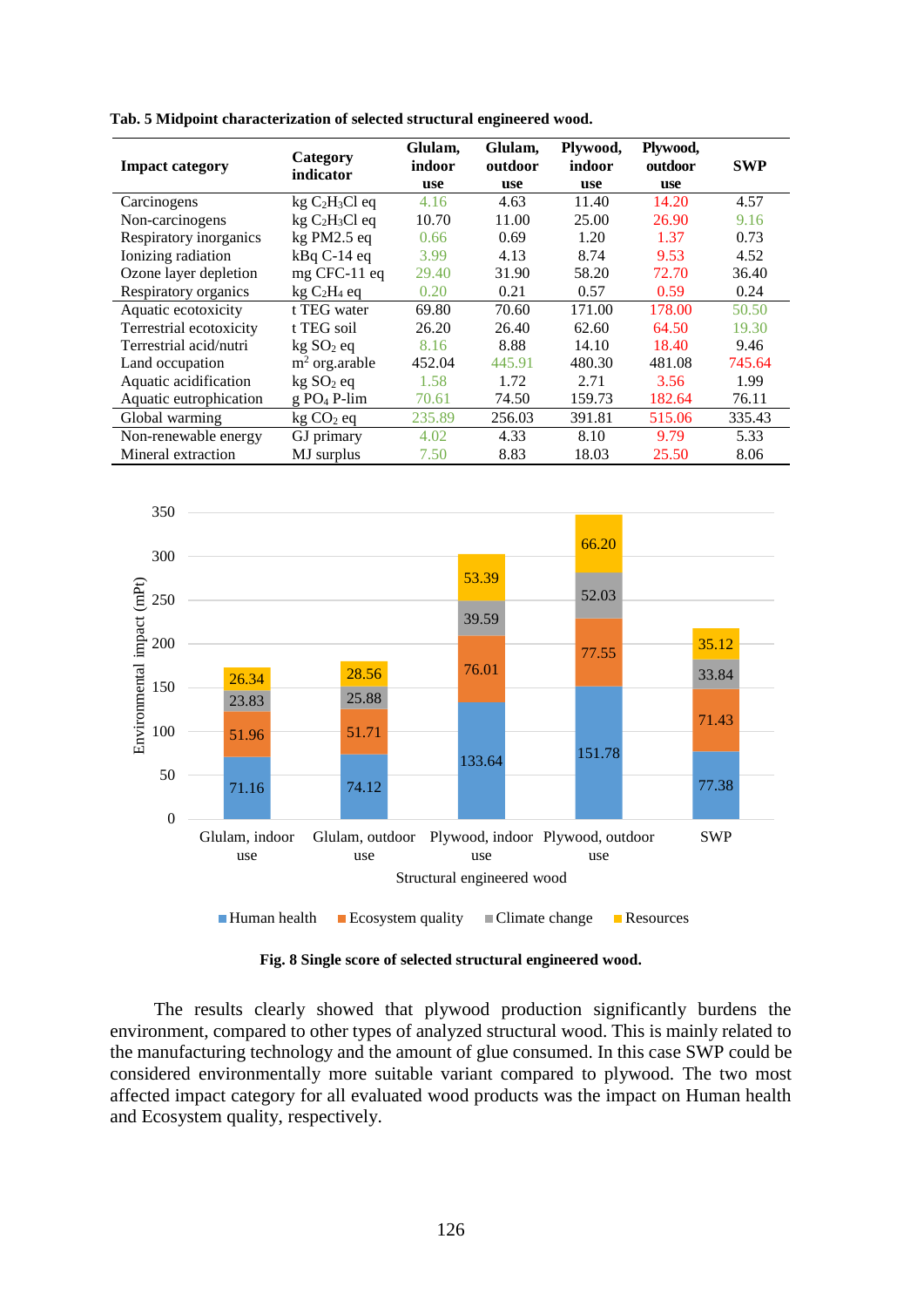**Tab. 5 Midpoint characterization of selected structural engineered wood.**

| Impact category | Category indicator | Glulam, indoor use | Glulam, outdoor use | Plywood, indoor use | Plywood, outdoor use | SWP |
|---|---|---|---|---|---|---|
| Carcinogens | kg $C_2H_3Cl$ eq | 4.16 | 4.63 | 11.40 | 14.20 | 4.57 |
| Non-carcinogens | kg $C_2H_3Cl$ eq | 10.70 | 11.00 | 25.00 | 26.90 | 9.16 |
| Respiratory inorganics | kg PM2.5 eq | 0.66 | 0.69 | 1.20 | 1.37 | 0.73 |
| Ionizing radiation | kBq C-14 eq | 3.99 | 4.13 | 8.74 | 9.53 | 4.52 |
| Ozone layer depletion | mg CFC-11 eq | 29.40 | 31.90 | 58.20 | 72.70 | 36.40 |
| Respiratory organics | kg $C_2H_4$ eq | 0.20 | 0.21 | 0.57 | 0.59 | 0.24 |
| Aquatic ecotoxicity | t TEG water | 69.80 | 70.60 | 171.00 | 178.00 | 50.50 |
| Terrestrial ecotoxicity | t TEG soil | 26.20 | 26.40 | 62.60 | 64.50 | 19.30 |
| Terrestrial acid/nutri | kg $SO_2$ eq | 8.16 | 8.88 | 14.10 | 18.40 | 9.46 |
| Land occupation | $m^2$ org.arable | 452.04 | 445.91 | 480.30 | 481.08 | 745.64 |
| Aquatic acidification | kg $SO_2$ eq | 1.58 | 1.72 | 2.71 | 3.56 | 1.99 |
| Aquatic eutrophication | g $PO_4$ P-lim | 70.61 | 74.50 | 159.73 | 182.64 | 76.11 |
| Global warming | kg $CO_2$ eq | 235.89 | 256.03 | 391.81 | 515.06 | 335.43 |
| Non-renewable energy | GJ primary | 4.02 | 4.33 | 8.10 | 9.79 | 5.33 |
| Mineral extraction | MJ surplus | 7.50 | 8.83 | 18.03 | 25.50 | 8.06 |

**Fig. 8 Single score of selected structural engineered wood.**

The results clearly showed that plywood production significantly burdens the environment, compared to other types of analyzed structural wood. This is mainly related to the manufacturing technology and the amount of glue consumed. In this case SWP could be considered environmentally more suitable variant compared to plywood. The two most affected impact category for all evaluated wood products was the impact on Human health and Ecosystem quality, respectively.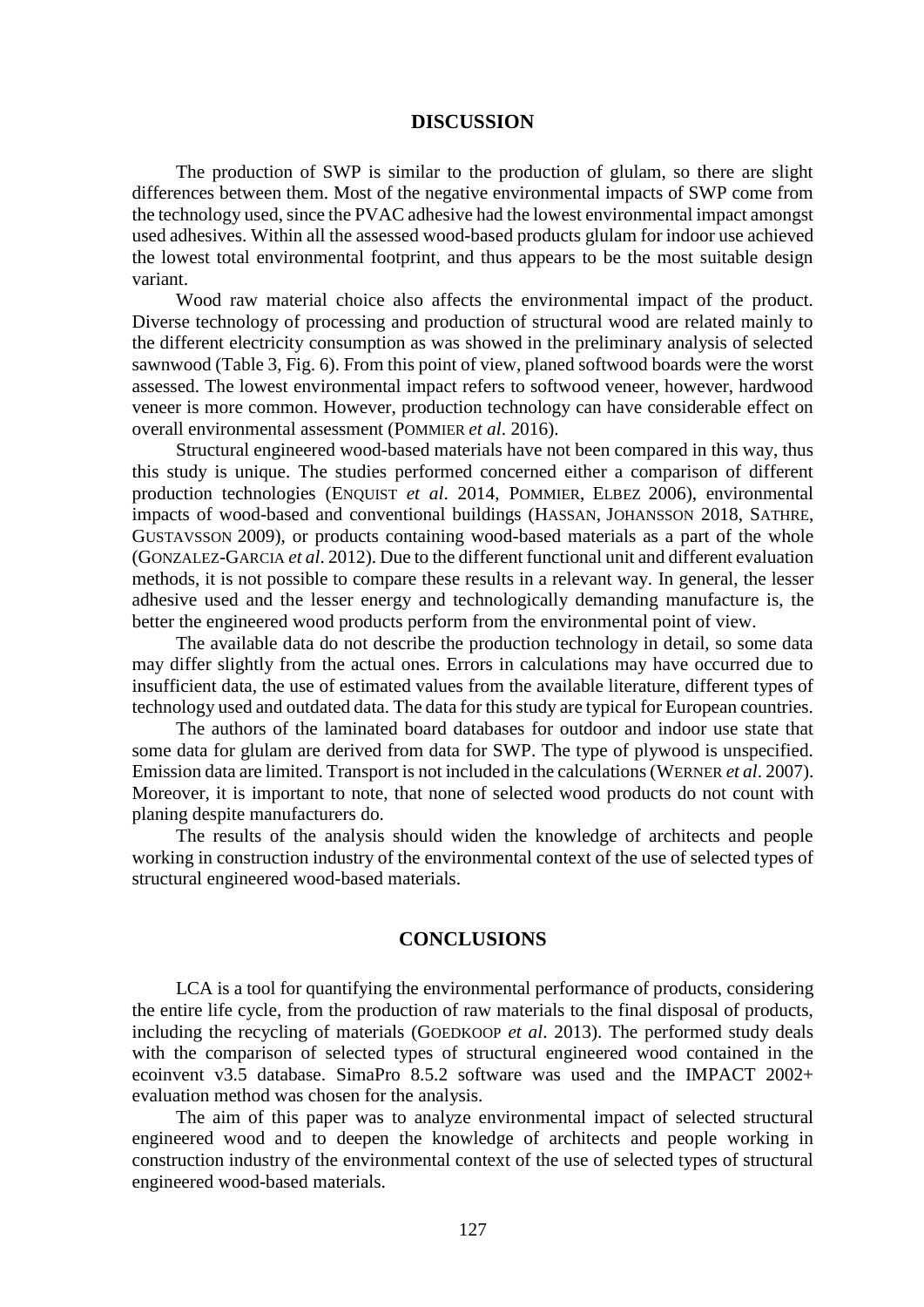## DISCUSSION

The production of SWP is similar to the production of glulam, so there are slight differences between them. Most of the negative environmental impacts of SWP come from the technology used, since the PVAC adhesive had the lowest environmental impact amongst used adhesives. Within all the assessed wood-based products glulam for indoor use achieved the lowest total environmental footprint, and thus appears to be the most suitable design variant.

Wood raw material choice also affects the environmental impact of the product. Diverse technology of processing and production of structural wood are related mainly to the different electricity consumption as was showed in the preliminary analysis of selected sawnwood (Table 3, Fig. 6). From this point of view, planed softwood boards were the worst assessed. The lowest environmental impact refers to softwood veneer, however, hardwood veneer is more common. However, production technology can have considerable effect on overall environmental assessment (POMMIER *et al*. 2016).

Structural engineered wood-based materials have not been compared in this way, thus this study is unique. The studies performed concerned either a comparison of different production technologies (ENQUIST *et al*. 2014, POMMIER, ELBEZ 2006), environmental impacts of wood-based and conventional buildings (HASSAN, JOHANSSON 2018, SATHRE, GUSTAVSSON 2009), or products containing wood-based materials as a part of the whole (GONZALEZ-GARCIA *et al*. 2012). Due to the different functional unit and different evaluation methods, it is not possible to compare these results in a relevant way. In general, the lesser adhesive used and the lesser energy and technologically demanding manufacture is, the better the engineered wood products perform from the environmental point of view.

The available data do not describe the production technology in detail, so some data may differ slightly from the actual ones. Errors in calculations may have occurred due to insufficient data, the use of estimated values from the available literature, different types of technology used and outdated data. The data for this study are typical for European countries.

The authors of the laminated board databases for outdoor and indoor use state that some data for glulam are derived from data for SWP. The type of plywood is unspecified. Emission data are limited. Transport is not included in the calculations (WERNER *et al*. 2007). Moreover, it is important to note, that none of selected wood products do not count with planing despite manufacturers do.

The results of the analysis should widen the knowledge of architects and people working in construction industry of the environmental context of the use of selected types of structural engineered wood-based materials.

## CONCLUSIONS

LCA is a tool for quantifying the environmental performance of products, considering the entire life cycle, from the production of raw materials to the final disposal of products, including the recycling of materials (GOEDKOOP *et al*. 2013). The performed study deals with the comparison of selected types of structural engineered wood contained in the ecoinvent v3.5 database. SimaPro 8.5.2 software was used and the IMPACT 2002+ evaluation method was chosen for the analysis.

The aim of this paper was to analyze environmental impact of selected structural engineered wood and to deepen the knowledge of architects and people working in construction industry of the environmental context of the use of selected types of structural engineered wood-based materials.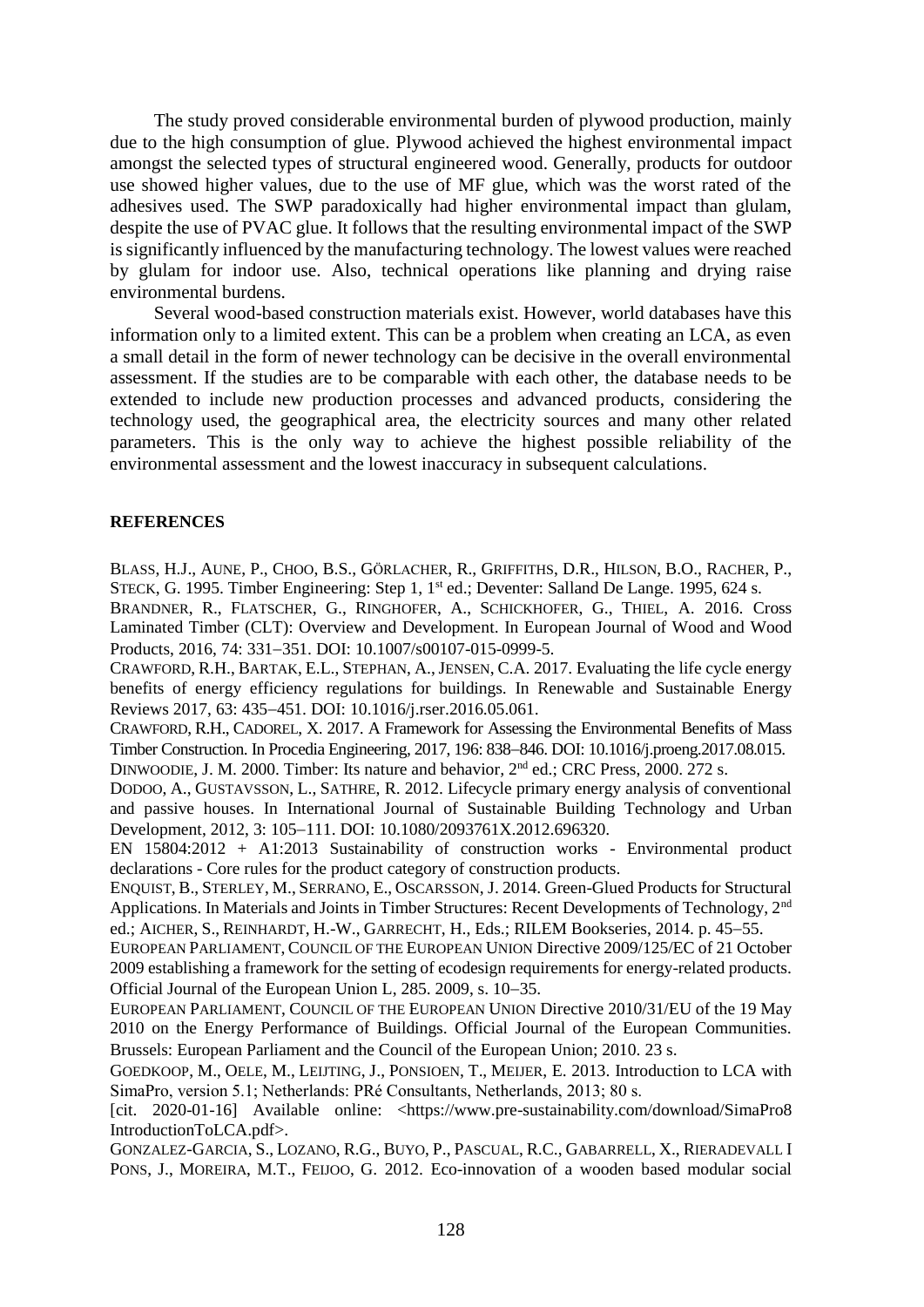The study proved considerable environmental burden of plywood production, mainly due to the high consumption of glue. Plywood achieved the highest environmental impact amongst the selected types of structural engineered wood. Generally, products for outdoor use showed higher values, due to the use of MF glue, which was the worst rated of the adhesives used. The SWP paradoxically had higher environmental impact than glulam, despite the use of PVAC glue. It follows that the resulting environmental impact of the SWP is significantly influenced by the manufacturing technology. The lowest values were reached by glulam for indoor use. Also, technical operations like planning and drying raise environmental burdens.

Several wood-based construction materials exist. However, world databases have this information only to a limited extent. This can be a problem when creating an LCA, as even a small detail in the form of newer technology can be decisive in the overall environmental assessment. If the studies are to be comparable with each other, the database needs to be extended to include new production processes and advanced products, considering the technology used, the geographical area, the electricity sources and many other related parameters. This is the only way to achieve the highest possible reliability of the environmental assessment and the lowest inaccuracy in subsequent calculations.

## REFERENCES

BLASS, H.J., AUNE, P., CHOO, B.S., GÖRLACHER, R., GRIFFITHS, D.R., HILSON, B.O., RACHER, P., STECK, G. 1995. Timber Engineering: Step 1, 1st ed.; Deventer: Salland De Lange. 1995, 624 s.

BRANDNER, R., FLATSCHER, G., RINGHOFER, A., SCHICKHOFER, G., THIEL, A. 2016. Cross Laminated Timber (CLT): Overview and Development. In European Journal of Wood and Wood Products, 2016, 74: 331–351. DOI: 10.1007/s00107-015-0999-5.

CRAWFORD, R.H., BARTAK, E.L., STEPHAN, A., JENSEN, C.A. 2017. Evaluating the life cycle energy benefits of energy efficiency regulations for buildings. In Renewable and Sustainable Energy Reviews 2017, 63: 435–451. DOI: 10.1016/j.rser.2016.05.061.

CRAWFORD, R.H., CADOREL, X. 2017. A Framework for Assessing the Environmental Benefits of Mass Timber Construction. In Procedia Engineering, 2017, 196: 838–846. DOI: 10.1016/j.proeng.2017.08.015.

DINWOODIE, J. M. 2000. Timber: Its nature and behavior, 2nd ed.; CRC Press, 2000. 272 s.

DODOO, A., GUSTAVSSON, L., SATHRE, R. 2012. Lifecycle primary energy analysis of conventional and passive houses. In International Journal of Sustainable Building Technology and Urban Development, 2012, 3: 105–111. DOI: 10.1080/2093761X.2012.696320.

EN 15804:2012 + A1:2013 Sustainability of construction works - Environmental product declarations - Core rules for the product category of construction products.

ENQUIST, B., STERLEY, M., SERRANO, E., OSCARSSON, J. 2014. Green-Glued Products for Structural Applications. In Materials and Joints in Timber Structures: Recent Developments of Technology, 2nd ed.; AICHER, S., REINHARDT, H.-W., GARRECHT, H., Eds.; RILEM Bookseries, 2014. p. 45–55.

EUROPEAN PARLIAMENT, COUNCIL OF THE EUROPEAN UNION Directive 2009/125/EC of 21 October 2009 establishing a framework for the setting of ecodesign requirements for energy-related products. Official Journal of the European Union L, 285. 2009, s. 10–35.

EUROPEAN PARLIAMENT, COUNCIL OF THE EUROPEAN UNION Directive 2010/31/EU of the 19 May 2010 on the Energy Performance of Buildings. Official Journal of the European Communities. Brussels: European Parliament and the Council of the European Union; 2010. 23 s.

GOEDKOOP, M., OELE, M., LEIJTING, J., PONSIOEN, T., MEIJER, E. 2013. Introduction to LCA with SimaPro, version 5.1; Netherlands: PRé Consultants, Netherlands, 2013; 80 s. [cit. 2020-01-16] Available online: <https://www.pre-sustainability.com/download/SimaPro8IntroductionToLCA.pdf>.

GONZALEZ-GARCIA, S., LOZANO, R.G., BUYO, P., PASCUAL, R.C., GABARRELL, X., RIERADEVALL I PONS, J., MOREIRA, M.T., FEIJOO, G. 2012. Eco-innovation of a wooden based modular social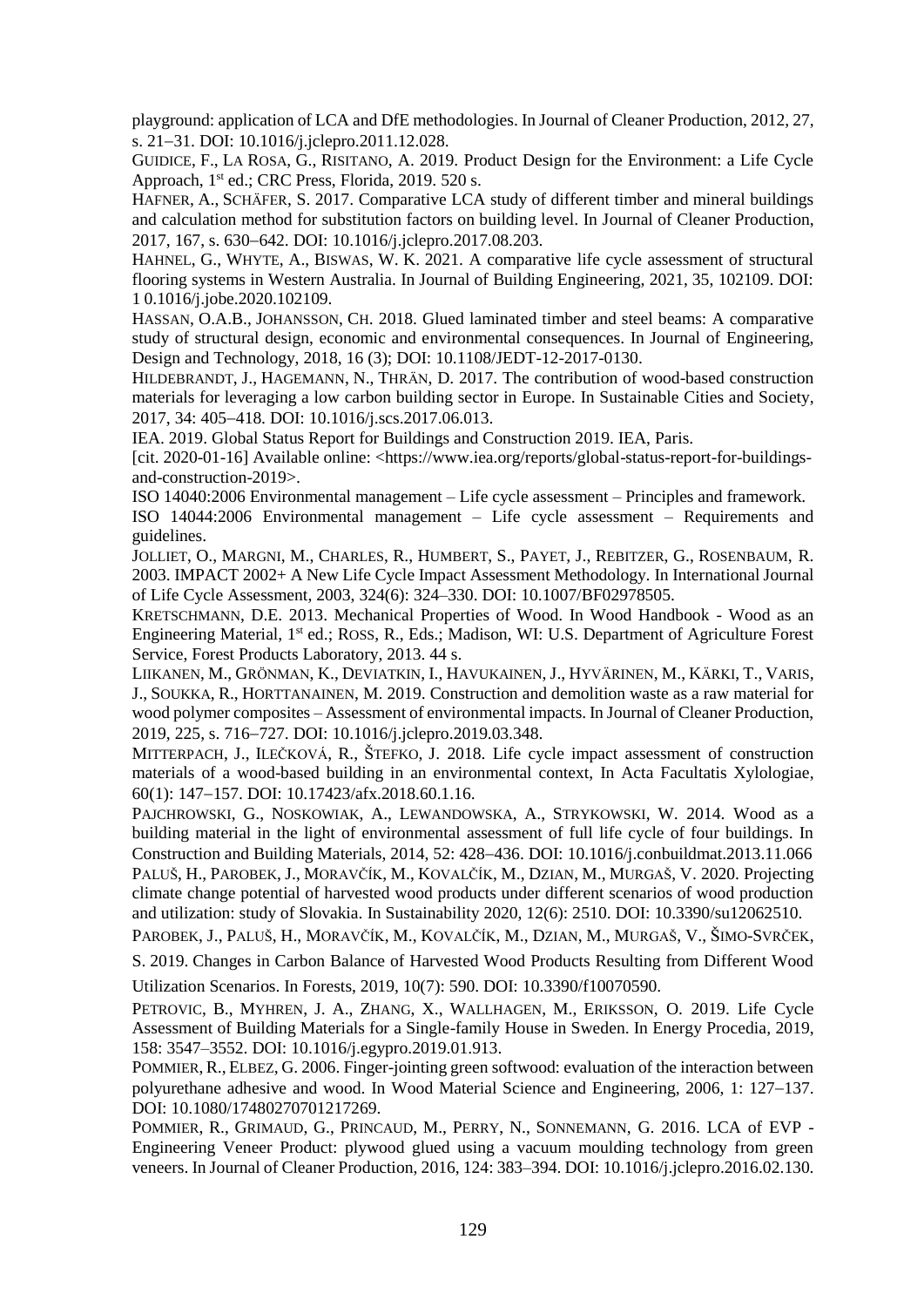playground: application of LCA and DfE methodologies. In Journal of Cleaner Production, 2012, 27, s. 21–31. DOI: 10.1016/j.jclepro.2011.12.028.

GUIDICE, F., LA ROSA, G., RISITANO, A. 2019. Product Design for the Environment: a Life Cycle Approach, 1st ed.; CRC Press, Florida, 2019. 520 s.

HAFNER, A., SCHÄFER, S. 2017. Comparative LCA study of different timber and mineral buildings and calculation method for substitution factors on building level. In Journal of Cleaner Production, 2017, 167, s. 630–642. DOI: 10.1016/j.jclepro.2017.08.203.

HAHNEL, G., WHYTE, A., BISWAS, W. K. 2021. A comparative life cycle assessment of structural flooring systems in Western Australia. In Journal of Building Engineering, 2021, 35, 102109. DOI: 1 0.1016/j.jobe.2020.102109.

HASSAN, O.A.B., JOHANSSON, CH. 2018. Glued laminated timber and steel beams: A comparative study of structural design, economic and environmental consequences. In Journal of Engineering, Design and Technology, 2018, 16 (3); DOI: 10.1108/JEDT-12-2017-0130.

HILDEBRANDT, J., HAGEMANN, N., THRÄN, D. 2017. The contribution of wood-based construction materials for leveraging a low carbon building sector in Europe. In Sustainable Cities and Society, 2017, 34: 405–418. DOI: 10.1016/j.scs.2017.06.013.

IEA. 2019. Global Status Report for Buildings and Construction 2019. IEA, Paris.
[cit. 2020-01-16] Available online: <https://www.iea.org/reports/global-status-report-for-buildings-and-construction-2019>.

ISO 14040:2006 Environmental management – Life cycle assessment – Principles and framework.

ISO 14044:2006 Environmental management – Life cycle assessment – Requirements and guidelines.

JOLLIET, O., MARGNI, M., CHARLES, R., HUMBERT, S., PAYET, J., REBITZER, G., ROSENBAUM, R. 2003. IMPACT 2002+ A New Life Cycle Impact Assessment Methodology. In International Journal of Life Cycle Assessment, 2003, 324(6): 324–330. DOI: 10.1007/BF02978505.

KRETSCHMANN, D.E. 2013. Mechanical Properties of Wood. In Wood Handbook - Wood as an Engineering Material, 1st ed.; ROSS, R., Eds.; Madison, WI: U.S. Department of Agriculture Forest Service, Forest Products Laboratory, 2013. 44 s.

LIIKANEN, M., GRÖNMAN, K., DEVIATKIN, I., HAVUKAINEN, J., HYVÄRINEN, M., KÄRKI, T., VARIS, J., SOUKKA, R., HORTTANAINEN, M. 2019. Construction and demolition waste as a raw material for wood polymer composites – Assessment of environmental impacts. In Journal of Cleaner Production, 2019, 225, s. 716–727. DOI: 10.1016/j.jclepro.2019.03.348.

MITTERPACH, J., ILEČKOVÁ, R., ŠTEFKO, J. 2018. Life cycle impact assessment of construction materials of a wood-based building in an environmental context, In Acta Facultatis Xylologiae, 60(1): 147–157. DOI: 10.17423/afx.2018.60.1.16.

PAJCHROWSKI, G., NOSKOWIAK, A., LEWANDOWSKA, A., STRYKOWSKI, W. 2014. Wood as a building material in the light of environmental assessment of full life cycle of four buildings. In Construction and Building Materials, 2014, 52: 428–436. DOI: 10.1016/j.conbuildmat.2013.11.066

PALUŠ, H., PAROBEK, J., MORAVČÍK, M., KOVALČÍK, M., DZIAN, M., MURGAŠ, V. 2020. Projecting climate change potential of harvested wood products under different scenarios of wood production and utilization: study of Slovakia. In Sustainability 2020, 12(6): 2510. DOI: 10.3390/su12062510.

PAROBEK, J., PALUŠ, H., MORAVČÍK, M., KOVALČÍK, M., DZIAN, M., MURGAŠ, V., ŠIMO-SVRČEK, S. 2019. Changes in Carbon Balance of Harvested Wood Products Resulting from Different Wood Utilization Scenarios. In Forests, 2019, 10(7): 590. DOI: 10.3390/f10070590.

PETROVIC, B., MYHREN, J. A., ZHANG, X., WALLHAGEN, M., ERIKSSON, O. 2019. Life Cycle Assessment of Building Materials for a Single-family House in Sweden. In Energy Procedia, 2019, 158: 3547–3552. DOI: 10.1016/j.egypro.2019.01.913.

POMMIER, R., ELBEZ, G. 2006. Finger-jointing green softwood: evaluation of the interaction between polyurethane adhesive and wood. In Wood Material Science and Engineering, 2006, 1: 127–137. DOI: 10.1080/17480270701217269.

POMMIER, R., GRIMAUD, G., PRINCAUD, M., PERRY, N., SONNEMANN, G. 2016. LCA of EVP - Engineering Veneer Product: plywood glued using a vacuum moulding technology from green veneers. In Journal of Cleaner Production, 2016, 124: 383–394. DOI: 10.1016/j.jclepro.2016.02.130.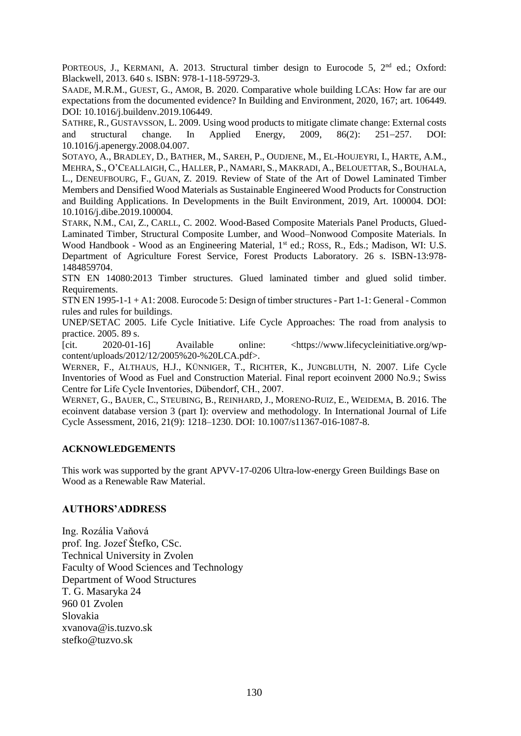PORTEOUS, J., KERMANI, A. 2013. Structural timber design to Eurocode 5, 2nd ed.; Oxford: Blackwell, 2013. 640 s. ISBN: 978-1-118-59729-3.

SAADE, M.R.M., GUEST, G., AMOR, B. 2020. Comparative whole building LCAs: How far are our expectations from the documented evidence? In Building and Environment, 2020, 167; art. 106449. DOI: 10.1016/j.buildenv.2019.106449.

SATHRE, R., GUSTAVSSON, L. 2009. Using wood products to mitigate climate change: External costs and structural change. In Applied Energy, 2009, 86(2): 251–257. DOI: 10.1016/j.apenergy.2008.04.007.

SOTAYO, A., BRADLEY, D., BATHER, M., SAREH, P., OUDJENE, M., EL-HOUJEYRI, I., HARTE, A.M., MEHRA, S., O'CEALLAIGH, C., HALLER, P., NAMARI, S., MAKRADI, A., BELOUETTAR, S., BOUHALA, L., DENEUFBOURG, F., GUAN, Z. 2019. Review of State of the Art of Dowel Laminated Timber Members and Densified Wood Materials as Sustainable Engineered Wood Products for Construction and Building Applications. In Developments in the Built Environment, 2019, Art. 100004. DOI: 10.1016/j.dibe.2019.100004.

STARK, N.M., CAI, Z., CARLL, C. 2002. Wood-Based Composite Materials Panel Products, Glued-Laminated Timber, Structural Composite Lumber, and Wood–Nonwood Composite Materials. In Wood Handbook - Wood as an Engineering Material, 1st ed.; ROSS, R., Eds.; Madison, WI: U.S. Department of Agriculture Forest Service, Forest Products Laboratory. 26 s. ISBN-13:978-1484859704.

STN EN 14080:2013 Timber structures. Glued laminated timber and glued solid timber. Requirements.

STN EN 1995-1-1 + A1: 2008. Eurocode 5: Design of timber structures - Part 1-1: General - Common rules and rules for buildings.

UNEP/SETAC 2005. Life Cycle Initiative. Life Cycle Approaches: The road from analysis to practice. 2005. 89 s.
[cit. 2020-01-16] Available online: <https://www.lifecycleinitiative.org/wp-content/uploads/2012/12/2005%20-%20LCA.pdf>.

WERNER, F., ALTHAUS, H.J., KÜNNIGER, T., RICHTER, K., JUNGBLUTH, N. 2007. Life Cycle Inventories of Wood as Fuel and Construction Material. Final report ecoinvent 2000 No.9.; Swiss Centre for Life Cycle Inventories, Dübendorf, CH., 2007.

WERNET, G., BAUER, C., STEUBING, B., REINHARD, J., MORENO-RUIZ, E., WEIDEMA, B. 2016. The ecoinvent database version 3 (part I): overview and methodology. In International Journal of Life Cycle Assessment, 2016, 21(9): 1218–1230. DOI: 10.1007/s11367-016-1087-8.

## ACKNOWLEDGEMENTS

This work was supported by the grant APVV-17-0206 Ultra-low-energy Green Buildings Base on Wood as a Renewable Raw Material.

## AUTHORS'ADDRESS

Ing. Rozália Vaňová
prof. Ing. Jozef Štefko, CSc.
Technical University in Zvolen
Faculty of Wood Sciences and Technology
Department of Wood Structures
T. G. Masaryka 24
960 01 Zvolen
Slovakia
xvanova@is.tuzvo.sk
stefko@tuzvo.sk